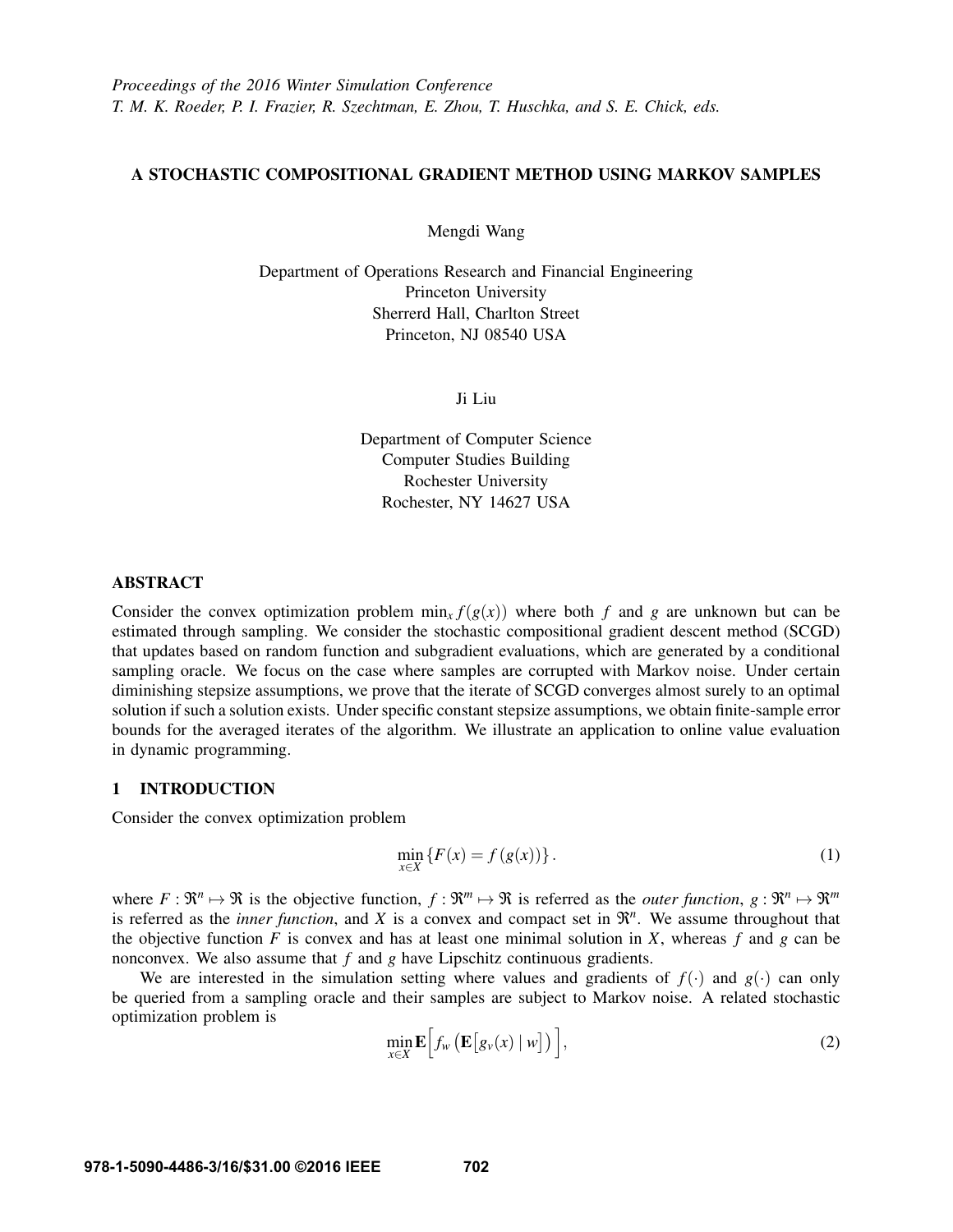*Proceedings of the 2016 Winter Simulation Conference*
*T. M. K. Roeder, P. I. Frazier, R. Szechtman, E. Zhou, T. Huschka, and S. E. Chick, eds.*

# A STOCHASTIC COMPOSITIONAL GRADIENT METHOD USING MARKOV SAMPLES

Mengdi Wang

Department of Operations Research and Financial Engineering
Princeton University
Sherrerd Hall, Charlton Street
Princeton, NJ 08540 USA

Ji Liu

Department of Computer Science
Computer Studies Building
Rochester University
Rochester, NY 14627 USA

## ABSTRACT

Consider the convex optimization problem $\min_x f(g(x))$ where both $f$ and $g$ are unknown but can be estimated through sampling. We consider the stochastic compositional gradient descent method (SCGD) that updates based on random function and subgradient evaluations, which are generated by a conditional sampling oracle. We focus on the case where samples are corrupted with Markov noise. Under certain diminishing stepsize assumptions, we prove that the iterate of SCGD converges almost surely to an optimal solution if such a solution exists. Under specific constant stepsize assumptions, we obtain finite-sample error bounds for the averaged iterates of the algorithm. We illustrate an application to online value evaluation in dynamic programming.

## 1 INTRODUCTION

Consider the convex optimization problem

$$\min_{x \in X} \{F(x) = f(g(x))\}. \tag{1}$$

where $F : \Re^n \mapsto \Re$ is the objective function, $f : \Re^m \mapsto \Re$ is referred as the *outer function*, $g : \Re^n \mapsto \Re^m$ is referred as the *inner function*, and $X$ is a convex and compact set in $\Re^n$. We assume throughout that the objective function $F$ is convex and has at least one minimal solution in $X$, whereas $f$ and $g$ can be nonconvex. We also assume that $f$ and $g$ have Lipschitz continuous gradients.

We are interested in the simulation setting where values and gradients of $f(\cdot)$ and $g(\cdot)$ can only be queried from a sampling oracle and their samples are subject to Markov noise. A related stochastic optimization problem is

$$\min_{x \in X} \mathbf{E}\Big[ f_w\big(\mathbf{E}[g_v(x) \mid w]\big)\Big], \tag{2}$$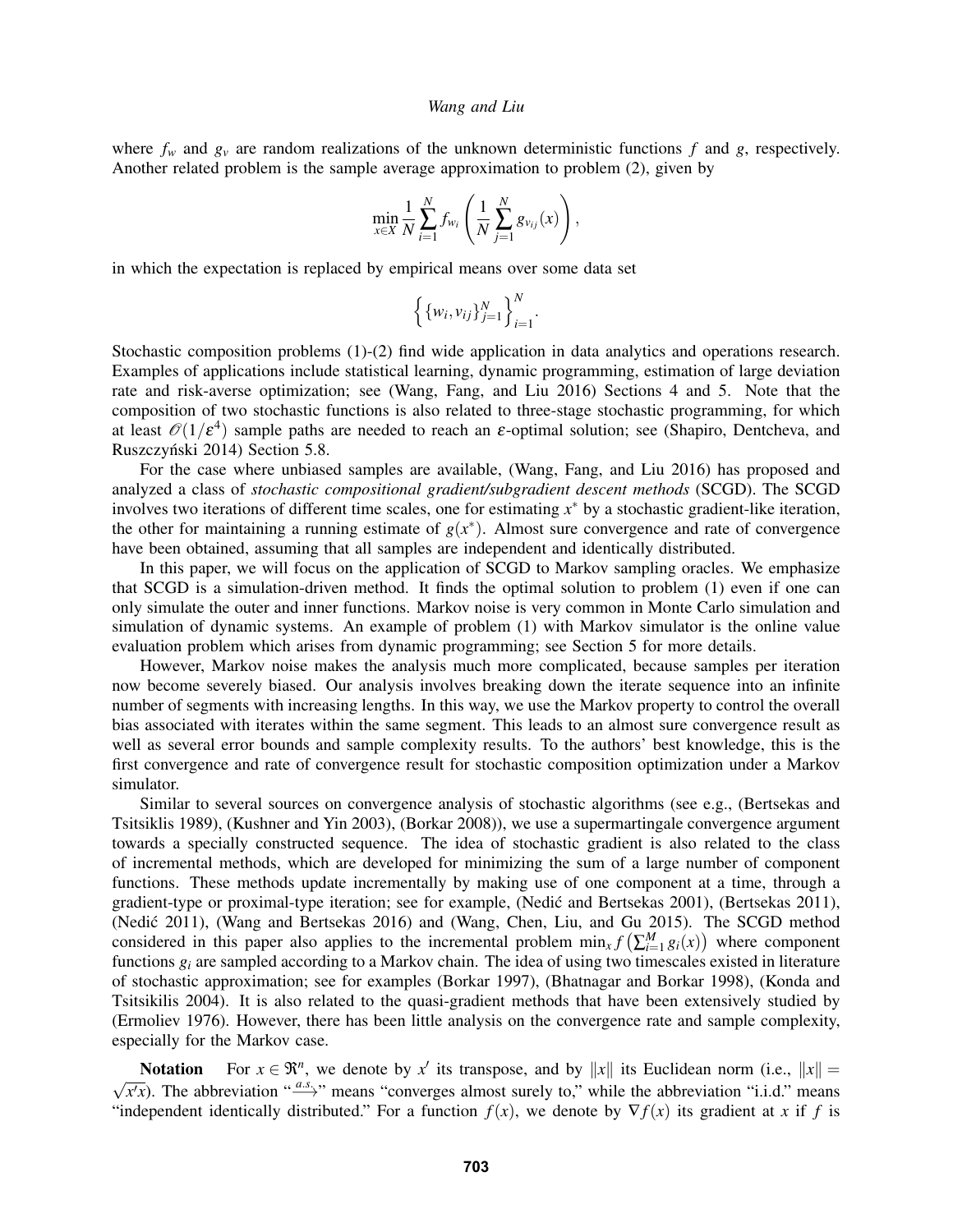where $f_w$ and $g_v$ are random realizations of the unknown deterministic functions $f$ and $g$, respectively. Another related problem is the sample average approximation to problem (2), given by

$$\min_{x \in X} \frac{1}{N} \sum_{i=1}^{N} f_{w_i} \left( \frac{1}{N} \sum_{j=1}^{N} g_{v_{ij}}(x) \right),$$

in which the expectation is replaced by empirical means over some data set

$$\left\{ \{w_i, v_{ij}\}_{j=1}^{N} \right\}_{i=1}^{N}.$$

Stochastic composition problems (1)-(2) find wide application in data analytics and operations research. Examples of applications include statistical learning, dynamic programming, estimation of large deviation rate and risk-averse optimization; see (Wang, Fang, and Liu 2016) Sections 4 and 5. Note that the composition of two stochastic functions is also related to three-stage stochastic programming, for which at least $\mathscr{O}(1/\varepsilon^4)$ sample paths are needed to reach an $\varepsilon$-optimal solution; see (Shapiro, Dentcheva, and Ruszczyński 2014) Section 5.8.

For the case where unbiased samples are available, (Wang, Fang, and Liu 2016) has proposed and analyzed a class of *stochastic compositional gradient/subgradient descent methods* (SCGD). The SCGD involves two iterations of different time scales, one for estimating $x^*$ by a stochastic gradient-like iteration, the other for maintaining a running estimate of $g(x^*)$. Almost sure convergence and rate of convergence have been obtained, assuming that all samples are independent and identically distributed.

In this paper, we will focus on the application of SCGD to Markov sampling oracles. We emphasize that SCGD is a simulation-driven method. It finds the optimal solution to problem (1) even if one can only simulate the outer and inner functions. Markov noise is very common in Monte Carlo simulation and simulation of dynamic systems. An example of problem (1) with Markov simulator is the online value evaluation problem which arises from dynamic programming; see Section 5 for more details.

However, Markov noise makes the analysis much more complicated, because samples per iteration now become severely biased. Our analysis involves breaking down the iterate sequence into an infinite number of segments with increasing lengths. In this way, we use the Markov property to control the overall bias associated with iterates within the same segment. This leads to an almost sure convergence result as well as several error bounds and sample complexity results. To the authors' best knowledge, this is the first convergence and rate of convergence result for stochastic composition optimization under a Markov simulator.

Similar to several sources on convergence analysis of stochastic algorithms (see e.g., (Bertsekas and Tsitsiklis 1989), (Kushner and Yin 2003), (Borkar 2008)), we use a supermartingale convergence argument towards a specially constructed sequence. The idea of stochastic gradient is also related to the class of incremental methods, which are developed for minimizing the sum of a large number of component functions. These methods update incrementally by making use of one component at a time, through a gradient-type or proximal-type iteration; see for example, (Nedić and Bertsekas 2001), (Bertsekas 2011), (Nedić 2011), (Wang and Bertsekas 2016) and (Wang, Chen, Liu, and Gu 2015). The SCGD method considered in this paper also applies to the incremental problem $\min_x f\left(\sum_{i=1}^{M} g_i(x)\right)$ where component functions $g_i$ are sampled according to a Markov chain. The idea of using two timescales existed in literature of stochastic approximation; see for examples (Borkar 1997), (Bhatnagar and Borkar 1998), (Konda and Tsitsikilis 2004). It is also related to the quasi-gradient methods that have been extensively studied by (Ermoliev 1976). However, there has been little analysis on the convergence rate and sample complexity, especially for the Markov case.

**Notation** For $x \in \Re^n$, we denote by $x'$ its transpose, and by $\|x\|$ its Euclidean norm (i.e., $\|x\| = \sqrt{x'x}$). The abbreviation "$\xrightarrow{a.s.}$" means "converges almost surely to," while the abbreviation "i.i.d." means "independent identically distributed." For a function $f(x)$, we denote by $\nabla f(x)$ its gradient at $x$ if $f$ is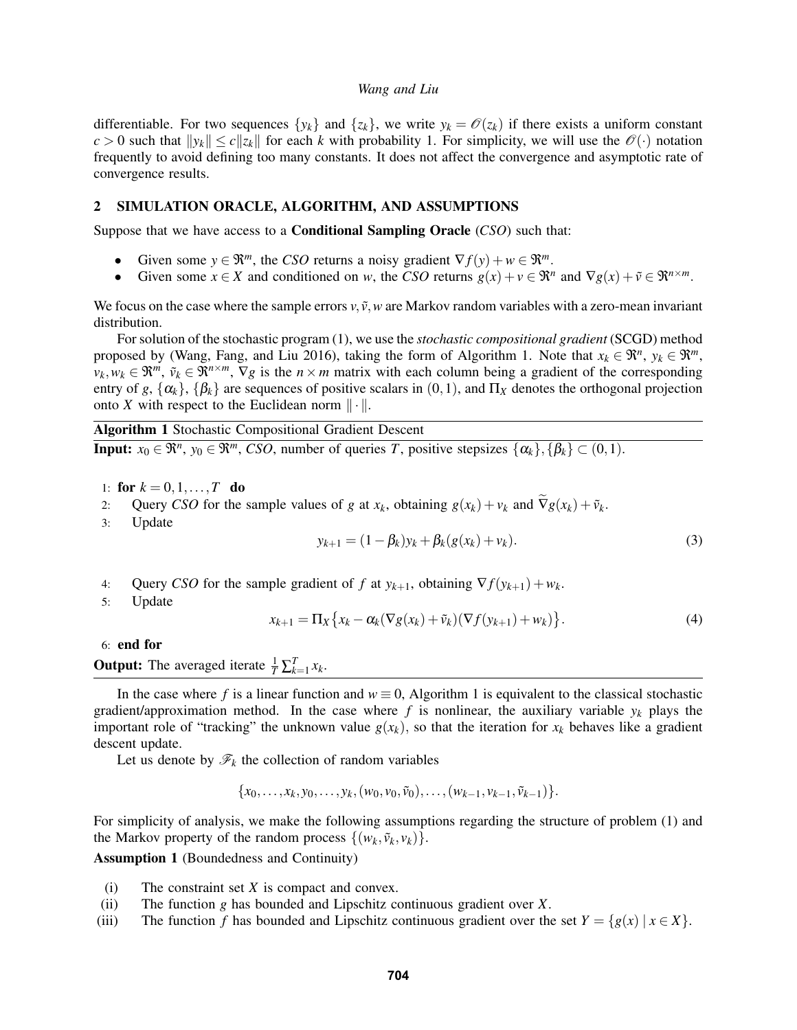differentiable. For two sequences $\{y_k\}$ and $\{z_k\}$, we write $y_k = \mathcal{O}(z_k)$ if there exists a uniform constant $c > 0$ such that $\|y_k\| \le c\|z_k\|$ for each $k$ with probability 1. For simplicity, we will use the $\mathcal{O}(\cdot)$ notation frequently to avoid defining too many constants. It does not affect the convergence and asymptotic rate of convergence results.

## 2 SIMULATION ORACLE, ALGORITHM, AND ASSUMPTIONS

Suppose that we have access to a **Conditional Sampling Oracle** (*CSO*) such that:

- Given some $y \in \Re^m$, the *CSO* returns a noisy gradient $\nabla f(y) + w \in \Re^m$.
- Given some $x \in X$ and conditioned on $w$, the *CSO* returns $g(x) + v \in \Re^n$ and $\nabla g(x) + \tilde{v} \in \Re^{n \times m}$.

We focus on the case where the sample errors $v, \tilde{v}, w$ are Markov random variables with a zero-mean invariant distribution.

For solution of the stochastic program (1), we use the *stochastic compositional gradient* (SCGD) method proposed by (Wang, Fang, and Liu 2016), taking the form of Algorithm 1. Note that $x_k \in \Re^n$, $y_k \in \Re^m$, $v_k, w_k \in \Re^m$, $\tilde{v}_k \in \Re^{n\times m}$, $\nabla g$ is the $n \times m$ matrix with each column being a gradient of the corresponding entry of $g$, $\{\alpha_k\}$, $\{\beta_k\}$ are sequences of positive scalars in $(0,1)$, and $\Pi_X$ denotes the orthogonal projection onto $X$ with respect to the Euclidean norm $\|\cdot\|$.

**Algorithm 1** Stochastic Compositional Gradient Descent

**Input:** $x_0 \in \Re^n$, $y_0 \in \Re^m$, *CSO*, number of queries $T$, positive stepsizes $\{\alpha_k\}, \{\beta_k\} \subset (0,1)$.

1: **for** $k = 0, 1, \ldots, T$ **do**

2: Query *CSO* for the sample values of $g$ at $x_k$, obtaining $g(x_k) + v_k$ and $\widetilde{\nabla} g(x_k) + \tilde{v}_k$.

3: Update

$$y_{k+1} = (1-\beta_k)y_k + \beta_k(g(x_k) + v_k). \tag{3}$$

4: Query *CSO* for the sample gradient of $f$ at $y_{k+1}$, obtaining $\nabla f(y_{k+1}) + w_k$.

5: Update

$$x_{k+1} = \Pi_X\big\{x_k - \alpha_k(\nabla g(x_k) + \tilde{v}_k)(\nabla f(y_{k+1}) + w_k)\big\}. \tag{4}$$

6: **end for**

**Output:** The averaged iterate $\frac{1}{T}\sum_{k=1}^{T} x_k$.

In the case where $f$ is a linear function and $w \equiv 0$, Algorithm 1 is equivalent to the classical stochastic gradient/approximation method. In the case where $f$ is nonlinear, the auxiliary variable $y_k$ plays the important role of "tracking" the unknown value $g(x_k)$, so that the iteration for $x_k$ behaves like a gradient descent update.

Let us denote by $\mathscr{F}_k$ the collection of random variables

$$\{x_0, \ldots, x_k, y_0, \ldots, y_k, (w_0, v_0, \tilde{v}_0), \ldots, (w_{k-1}, v_{k-1}, \tilde{v}_{k-1})\}.$$

For simplicity of analysis, we make the following assumptions regarding the structure of problem (1) and the Markov property of the random process $\{(w_k, \tilde{v}_k, v_k)\}$.

**Assumption 1** (Boundedness and Continuity)

(i) The constraint set $X$ is compact and convex.

(ii) The function $g$ has bounded and Lipschitz continuous gradient over $X$.

(iii) The function $f$ has bounded and Lipschitz continuous gradient over the set $Y = \{g(x) \mid x \in X\}$.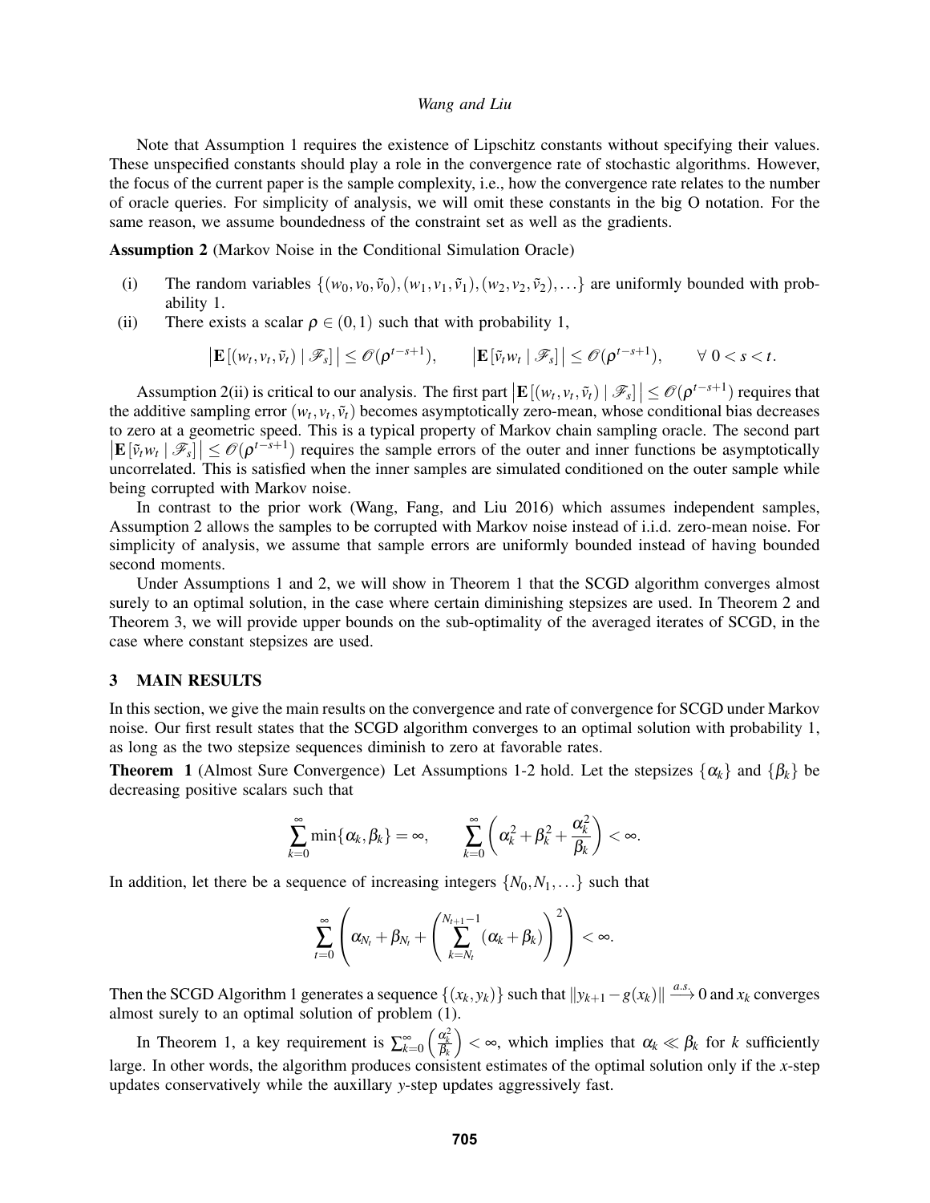Note that Assumption 1 requires the existence of Lipschitz constants without specifying their values. These unspecified constants should play a role in the convergence rate of stochastic algorithms. However, the focus of the current paper is the sample complexity, i.e., how the convergence rate relates to the number of oracle queries. For simplicity of analysis, we will omit these constants in the big O notation. For the same reason, we assume boundedness of the constraint set as well as the gradients.

**Assumption 2** (Markov Noise in the Conditional Simulation Oracle)

(i) The random variables $\{(w_0, v_0, \tilde{v}_0), (w_1, v_1, \tilde{v}_1), (w_2, v_2, \tilde{v}_2), \ldots\}$ are uniformly bounded with probability 1.

(ii) There exists a scalar $\rho \in (0,1)$ such that with probability 1,

$$\left|\mathbf{E}\left[(w_t, v_t, \tilde{v}_t) \mid \mathscr{F}_s\right]\right| \leq \mathscr{O}(\rho^{t-s+1}), \qquad \left|\mathbf{E}\left[\tilde{v}_t w_t \mid \mathscr{F}_s\right]\right| \leq \mathscr{O}(\rho^{t-s+1}), \qquad \forall\ 0 < s < t.$$

Assumption 2(ii) is critical to our analysis. The first part $\left|\mathbf{E}\left[(w_t, v_t, \tilde{v}_t) \mid \mathscr{F}_s\right]\right| \leq \mathscr{O}(\rho^{t-s+1})$ requires that the additive sampling error $(w_t, v_t, \tilde{v}_t)$ becomes asymptotically zero-mean, whose conditional bias decreases to zero at a geometric speed. This is a typical property of Markov chain sampling oracle. The second part $\left|\mathbf{E}\left[\tilde{v}_t w_t \mid \mathscr{F}_s\right]\right| \leq \mathscr{O}(\rho^{t-s+1})$ requires the sample errors of the outer and inner functions be asymptotically uncorrelated. This is satisfied when the inner samples are simulated conditioned on the outer sample while being corrupted with Markov noise.

In contrast to the prior work (Wang, Fang, and Liu 2016) which assumes independent samples, Assumption 2 allows the samples to be corrupted with Markov noise instead of i.i.d. zero-mean noise. For simplicity of analysis, we assume that sample errors are uniformly bounded instead of having bounded second moments.

Under Assumptions 1 and 2, we will show in Theorem 1 that the SCGD algorithm converges almost surely to an optimal solution, in the case where certain diminishing stepsizes are used. In Theorem 2 and Theorem 3, we will provide upper bounds on the sub-optimality of the averaged iterates of SCGD, in the case where constant stepsizes are used.

## 3 MAIN RESULTS

In this section, we give the main results on the convergence and rate of convergence for SCGD under Markov noise. Our first result states that the SCGD algorithm converges to an optimal solution with probability 1, as long as the two stepsize sequences diminish to zero at favorable rates.

**Theorem 1** (Almost Sure Convergence) Let Assumptions 1-2 hold. Let the stepsizes $\{\alpha_k\}$ and $\{\beta_k\}$ be decreasing positive scalars such that

$$\sum_{k=0}^{\infty} \min\{\alpha_k, \beta_k\} = \infty, \qquad \sum_{k=0}^{\infty} \left(\alpha_k^2 + \beta_k^2 + \frac{\alpha_k^2}{\beta_k}\right) < \infty.$$

In addition, let there be a sequence of increasing integers $\{N_0, N_1, \ldots\}$ such that

$$\sum_{t=0}^{\infty} \left(\alpha_{N_t} + \beta_{N_t} + \left(\sum_{k=N_t}^{N_{t+1}-1} (\alpha_k + \beta_k)\right)^2\right) < \infty.$$

Then the SCGD Algorithm 1 generates a sequence $\{(x_k, y_k)\}$ such that $\|y_{k+1} - g(x_k)\| \xrightarrow{a.s.} 0$ and $x_k$ converges almost surely to an optimal solution of problem (1).

In Theorem 1, a key requirement is $\sum_{k=0}^{\infty}\left(\frac{\alpha_k^2}{\beta_k}\right) < \infty$, which implies that $\alpha_k \ll \beta_k$ for $k$ sufficiently large. In other words, the algorithm produces consistent estimates of the optimal solution only if the $x$-step updates conservatively while the auxillary $y$-step updates aggressively fast.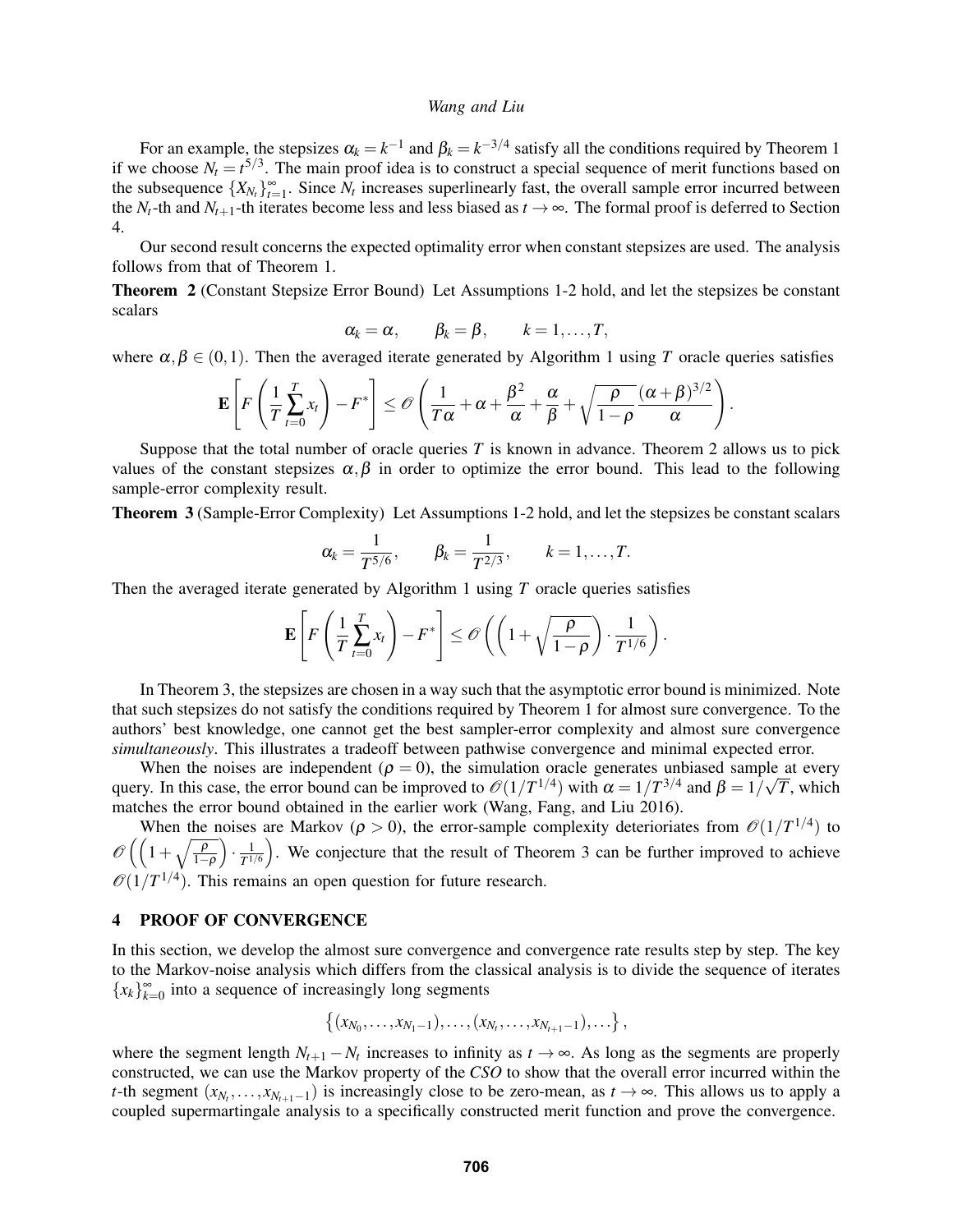For an example, the stepsizes $\alpha_k = k^{-1}$ and $\beta_k = k^{-3/4}$ satisfy all the conditions required by Theorem 1 if we choose $N_t = t^{5/3}$. The main proof idea is to construct a special sequence of merit functions based on the subsequence $\{X_{N_t}\}_{t=1}^{\infty}$. Since $N_t$ increases superlinearly fast, the overall sample error incurred between the $N_t$-th and $N_{t+1}$-th iterates become less and less biased as $t \to \infty$. The formal proof is deferred to Section 4.

Our second result concerns the expected optimality error when constant stepsizes are used. The analysis follows from that of Theorem 1.

**Theorem 2** (Constant Stepsize Error Bound) Let Assumptions 1-2 hold, and let the stepsizes be constant scalars

$$\alpha_k = \alpha, \qquad \beta_k = \beta, \qquad k = 1, \ldots, T,$$

where $\alpha, \beta \in (0,1)$. Then the averaged iterate generated by Algorithm 1 using $T$ oracle queries satisfies

$$\mathbf{E}\left[F\left(\frac{1}{T}\sum_{t=0}^{T} x_t\right) - F^*\right] \leq \mathscr{O}\left(\frac{1}{T\alpha} + \alpha + \frac{\beta^2}{\alpha} + \frac{\alpha}{\beta} + \sqrt{\frac{\rho}{1-\rho}}\frac{(\alpha+\beta)^{3/2}}{\alpha}\right).$$

Suppose that the total number of oracle queries $T$ is known in advance. Theorem 2 allows us to pick values of the constant stepsizes $\alpha, \beta$ in order to optimize the error bound. This lead to the following sample-error complexity result.

**Theorem 3** (Sample-Error Complexity) Let Assumptions 1-2 hold, and let the stepsizes be constant scalars

$$\alpha_k = \frac{1}{T^{5/6}}, \qquad \beta_k = \frac{1}{T^{2/3}}, \qquad k = 1, \ldots, T.$$

Then the averaged iterate generated by Algorithm 1 using $T$ oracle queries satisfies

$$\mathbf{E}\left[F\left(\frac{1}{T}\sum_{t=0}^{T} x_t\right) - F^*\right] \leq \mathscr{O}\left(\left(1 + \sqrt{\frac{\rho}{1-\rho}}\right) \cdot \frac{1}{T^{1/6}}\right).$$

In Theorem 3, the stepsizes are chosen in a way such that the asymptotic error bound is minimized. Note that such stepsizes do not satisfy the conditions required by Theorem 1 for almost sure convergence. To the authors' best knowledge, one cannot get the best sampler-error complexity and almost sure convergence *simultaneously*. This illustrates a tradeoff between pathwise convergence and minimal expected error.

When the noises are independent ($\rho = 0$), the simulation oracle generates unbiased sample at every query. In this case, the error bound can be improved to $\mathscr{O}(1/T^{1/4})$ with $\alpha = 1/T^{3/4}$ and $\beta = 1/\sqrt{T}$, which matches the error bound obtained in the earlier work (Wang, Fang, and Liu 2016).

When the noises are Markov ($\rho > 0$), the error-sample complexity deteriorates from $\mathscr{O}(1/T^{1/4})$ to $\mathscr{O}\left(\left(1 + \sqrt{\frac{\rho}{1-\rho}}\right) \cdot \frac{1}{T^{1/6}}\right)$. We conjecture that the result of Theorem 3 can be further improved to achieve $\mathscr{O}(1/T^{1/4})$. This remains an open question for future research.

## 4 PROOF OF CONVERGENCE

In this section, we develop the almost sure convergence and convergence rate results step by step. The key to the Markov-noise analysis which differs from the classical analysis is to divide the sequence of iterates $\{x_k\}_{k=0}^{\infty}$ into a sequence of increasingly long segments

$$\left\{(x_{N_0}, \ldots, x_{N_1 - 1}), \ldots, (x_{N_t}, \ldots, x_{N_{t+1}-1}), \ldots\right\},$$

where the segment length $N_{t+1} - N_t$ increases to infinity as $t \to \infty$. As long as the segments are properly constructed, we can use the Markov property of the *CSO* to show that the overall error incurred within the $t$-th segment $(x_{N_t}, \ldots, x_{N_{t+1}-1})$ is increasingly close to be zero-mean, as $t \to \infty$. This allows us to apply a coupled supermartingale analysis to a specifically constructed merit function and prove the convergence.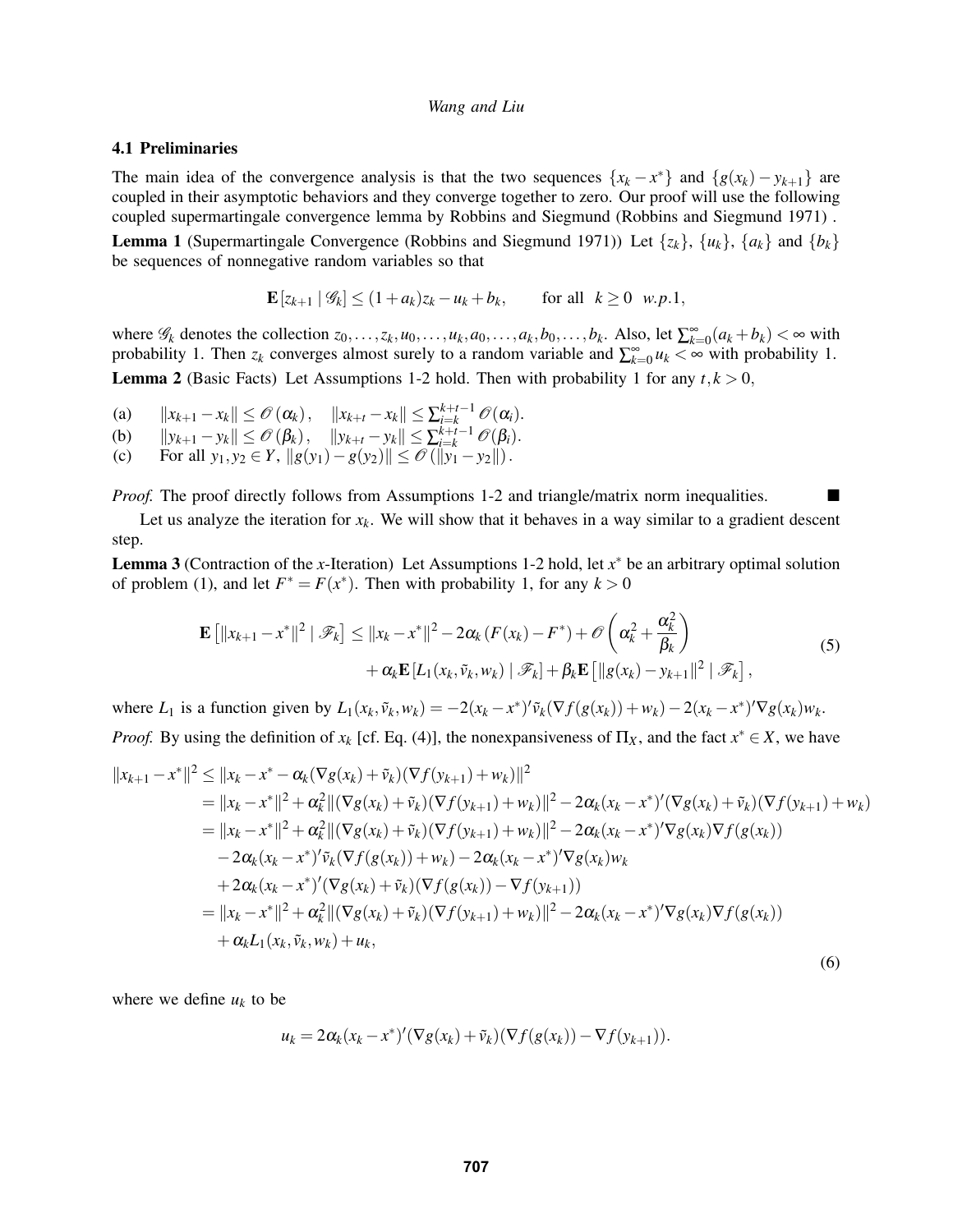### 4.1 Preliminaries

The main idea of the convergence analysis is that the two sequences $\{x_k - x^*\}$ and $\{g(x_k) - y_{k+1}\}$ are coupled in their asymptotic behaviors and they converge together to zero. Our proof will use the following coupled supermartingale convergence lemma by Robbins and Siegmund (Robbins and Siegmund 1971) .

**Lemma 1** (Supermartingale Convergence (Robbins and Siegmund 1971)) Let $\{z_k\}$, $\{u_k\}$, $\{a_k\}$ and $\{b_k\}$ be sequences of nonnegative random variables so that

$$\mathbf{E}\left[z_{k+1} \mid \mathscr{G}_k\right] \leq (1+a_k) z_k - u_k + b_k, \qquad \text{for all } \ k \geq 0 \ \ w.p.1,$$

where $\mathscr{G}_k$ denotes the collection $z_0, \ldots, z_k, u_0, \ldots, u_k, a_0, \ldots, a_k, b_0, \ldots, b_k$. Also, let $\sum_{k=0}^{\infty}(a_k + b_k) < \infty$ with probability 1. Then $z_k$ converges almost surely to a random variable and $\sum_{k=0}^{\infty} u_k < \infty$ with probability 1.

**Lemma 2** (Basic Facts) Let Assumptions 1-2 hold. Then with probability 1 for any $t, k > 0$,

(a) $\quad \|x_{k+1} - x_k\| \leq \mathscr{O}(\alpha_k), \quad \|x_{k+t} - x_k\| \leq \sum_{i=k}^{k+t-1} \mathscr{O}(\alpha_i)$.

(b) $\quad \|y_{k+1} - y_k\| \leq \mathscr{O}(\beta_k), \quad \|y_{k+t} - y_k\| \leq \sum_{i=k}^{k+t-1} \mathscr{O}(\beta_i)$.

(c) $\quad$ For all $y_1, y_2 \in Y$, $\|g(y_1) - g(y_2)\| \leq \mathscr{O}(\|y_1 - y_2\|)$.

*Proof.* The proof directly follows from Assumptions 1-2 and triangle/matrix norm inequalities. ∎

Let us analyze the iteration for $x_k$. We will show that it behaves in a way similar to a gradient descent step.

**Lemma 3** (Contraction of the $x$-Iteration) Let Assumptions 1-2 hold, let $x^*$ be an arbitrary optimal solution of problem (1), and let $F^* = F(x^*)$. Then with probability 1, for any $k > 0$

$$\begin{aligned} \mathbf{E}\left[\|x_{k+1} - x^*\|^2 \mid \mathscr{F}_k\right] \leq \|x_k - x^*\|^2 - 2\alpha_k\left(F(x_k) - F^*\right) + \mathscr{O}\left(\alpha_k^2 + \frac{\alpha_k^2}{\beta_k}\right) \\ + \alpha_k \mathbf{E}\left[L_1(x_k, \tilde{v}_k, w_k) \mid \mathscr{F}_k\right] + \beta_k \mathbf{E}\left[\|g(x_k) - y_{k+1}\|^2 \mid \mathscr{F}_k\right], \end{aligned} \tag{5}$$

where $L_1$ is a function given by $L_1(x_k, \tilde{v}_k, w_k) = -2(x_k - x^*)'\tilde{v}_k(\nabla f(g(x_k)) + w_k) - 2(x_k - x^*)'\nabla g(x_k) w_k$.

*Proof.* By using the definition of $x_k$ [cf. Eq. (4)], the nonexpansiveness of $\Pi_X$, and the fact $x^* \in X$, we have

$$\begin{aligned} \|x_{k+1} - x^*\|^2 &\leq \|x_k - x^* - \alpha_k(\nabla g(x_k) + \tilde{v}_k)(\nabla f(y_{k+1}) + w_k)\|^2 \\ &= \|x_k - x^*\|^2 + \alpha_k^2\|(\nabla g(x_k) + \tilde{v}_k)(\nabla f(y_{k+1}) + w_k)\|^2 - 2\alpha_k(x_k - x^*)'(\nabla g(x_k) + \tilde{v}_k)(\nabla f(y_{k+1}) + w_k) \\ &= \|x_k - x^*\|^2 + \alpha_k^2\|(\nabla g(x_k) + \tilde{v}_k)(\nabla f(y_{k+1}) + w_k)\|^2 - 2\alpha_k(x_k - x^*)'\nabla g(x_k)\nabla f(g(x_k)) \\ &\quad - 2\alpha_k(x_k - x^*)'\tilde{v}_k(\nabla f(g(x_k)) + w_k) - 2\alpha_k(x_k - x^*)'\nabla g(x_k) w_k \\ &\quad + 2\alpha_k(x_k - x^*)'(\nabla g(x_k) + \tilde{v}_k)(\nabla f(g(x_k)) - \nabla f(y_{k+1})) \\ &= \|x_k - x^*\|^2 + \alpha_k^2\|(\nabla g(x_k) + \tilde{v}_k)(\nabla f(y_{k+1}) + w_k)\|^2 - 2\alpha_k(x_k - x^*)'\nabla g(x_k)\nabla f(g(x_k)) \\ &\quad + \alpha_k L_1(x_k, \tilde{v}_k, w_k) + u_k, \end{aligned} \tag{6}$$

where we define $u_k$ to be

$$u_k = 2\alpha_k(x_k - x^*)'(\nabla g(x_k) + \tilde{v}_k)(\nabla f(g(x_k)) - \nabla f(y_{k+1})).$$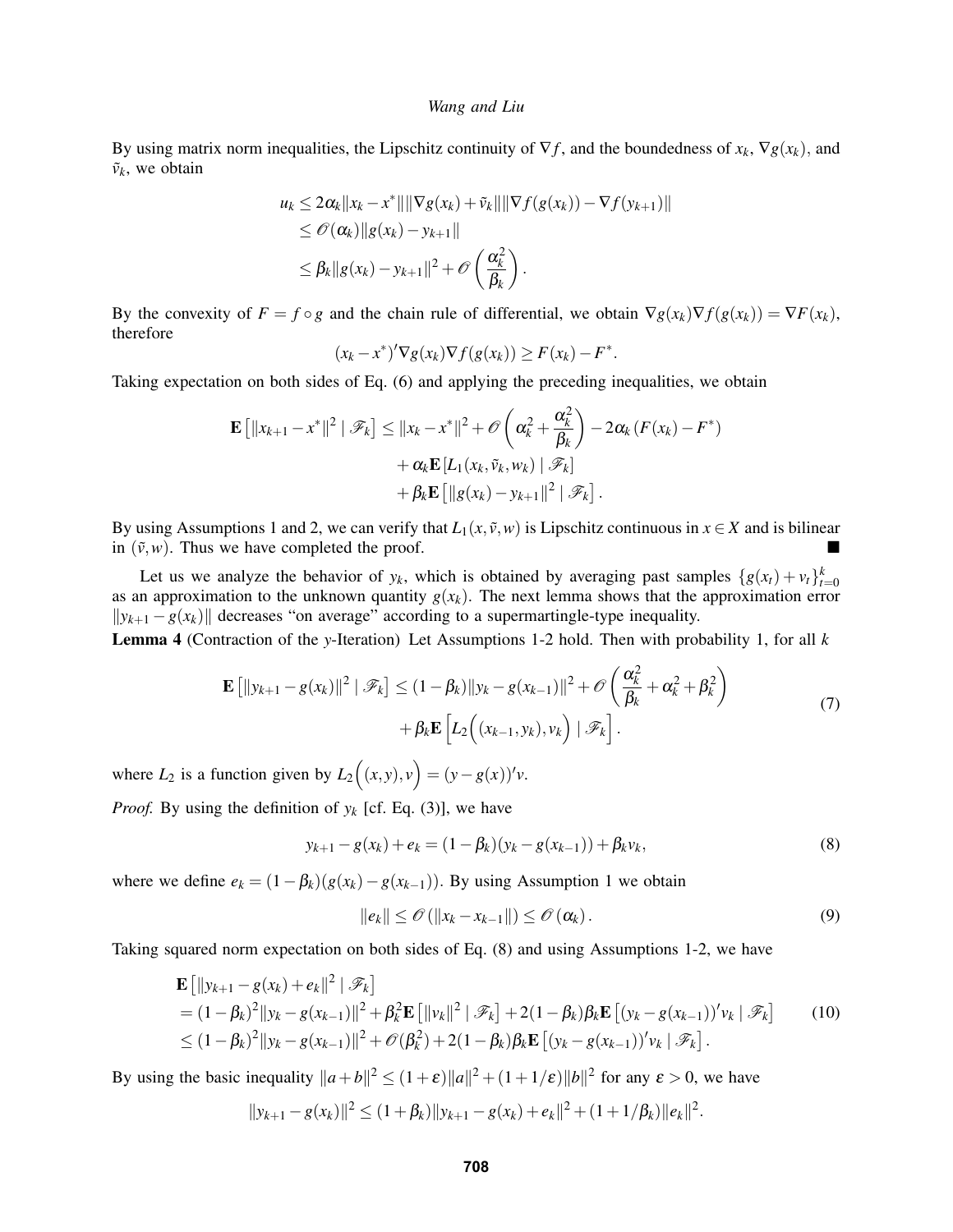By using matrix norm inequalities, the Lipschitz continuity of $\nabla f$, and the boundedness of $x_k$, $\nabla g(x_k)$, and $\tilde{v}_k$, we obtain

$$
\begin{aligned}
u_k &\leq 2\alpha_k \|x_k - x^*\| \|\nabla g(x_k) + \tilde{v}_k\| \|\nabla f(g(x_k)) - \nabla f(y_{k+1})\| \\
&\leq \mathcal{O}(\alpha_k) \|g(x_k) - y_{k+1}\| \\
&\leq \beta_k \|g(x_k) - y_{k+1}\|^2 + \mathcal{O}\left(\frac{\alpha_k^2}{\beta_k}\right).
\end{aligned}
$$

By the convexity of $F = f \circ g$ and the chain rule of differential, we obtain $\nabla g(x_k) \nabla f(g(x_k)) = \nabla F(x_k)$, therefore

$$
(x_k - x^*)' \nabla g(x_k) \nabla f(g(x_k)) \geq F(x_k) - F^*.
$$

Taking expectation on both sides of Eq. (6) and applying the preceding inequalities, we obtain

$$
\begin{aligned}
\mathbf{E}\left[\|x_{k+1} - x^*\|^2 \mid \mathscr{F}_k\right] \leq \|x_k - x^*\|^2 + \mathcal{O}\left(\alpha_k^2 + \frac{\alpha_k^2}{\beta_k}\right) &- 2\alpha_k \left(F(x_k) - F^*\right) \\
&+ \alpha_k \mathbf{E}\left[L_1(x_k, \tilde{v}_k, w_k) \mid \mathscr{F}_k\right] \\
&+ \beta_k \mathbf{E}\left[\|g(x_k) - y_{k+1}\|^2 \mid \mathscr{F}_k\right].
\end{aligned}
$$

By using Assumptions 1 and 2, we can verify that $L_1(x, \tilde{v}, w)$ is Lipschitz continuous in $x \in X$ and is bilinear in $(\tilde{v}, w)$. Thus we have completed the proof. ∎

Let us we analyze the behavior of $y_k$, which is obtained by averaging past samples $\{g(x_t) + v_t\}_{t=0}^k$ as an approximation to the unknown quantity $g(x_k)$. The next lemma shows that the approximation error $\|y_{k+1} - g(x_k)\|$ decreases "on average" according to a supermartingle-type inequality.

**Lemma 4** (Contraction of the $y$-Iteration) Let Assumptions 1-2 hold. Then with probability 1, for all $k$

$$
\begin{aligned}
\mathbf{E}\left[\|y_{k+1} - g(x_k)\|^2 \mid \mathscr{F}_k\right] \leq (1 - \beta_k)\|y_k - g(x_{k-1})\|^2 &+ \mathcal{O}\left(\frac{\alpha_k^2}{\beta_k} + \alpha_k^2 + \beta_k^2\right) \\
&+ \beta_k \mathbf{E}\left[L_2\Big((x_{k-1}, y_k), v_k\Big) \mid \mathscr{F}_k\right].
\end{aligned} \tag{7}
$$

where $L_2$ is a function given by $L_2\Big((x,y), v\Big) = (y - g(x))'v$.

*Proof.* By using the definition of $y_k$ [cf. Eq. (3)], we have

$$
y_{k+1} - g(x_k) + e_k = (1 - \beta_k)(y_k - g(x_{k-1})) + \beta_k v_k, \tag{8}
$$

where we define $e_k = (1 - \beta_k)(g(x_k) - g(x_{k-1}))$. By using Assumption 1 we obtain

$$
\|e_k\| \leq \mathcal{O}\left(\|x_k - x_{k-1}\|\right) \leq \mathcal{O}\left(\alpha_k\right). \tag{9}
$$

Taking squared norm expectation on both sides of Eq. (8) and using Assumptions 1-2, we have

$$
\begin{aligned}
&\mathbf{E}\left[\|y_{k+1} - g(x_k) + e_k\|^2 \mid \mathscr{F}_k\right] \\
&= (1 - \beta_k)^2 \|y_k - g(x_{k-1})\|^2 + \beta_k^2 \mathbf{E}\left[\|v_k\|^2 \mid \mathscr{F}_k\right] + 2(1 - \beta_k)\beta_k \mathbf{E}\left[(y_k - g(x_{k-1}))' v_k \mid \mathscr{F}_k\right] \\
&\leq (1 - \beta_k)^2 \|y_k - g(x_{k-1})\|^2 + \mathcal{O}(\beta_k^2) + 2(1 - \beta_k)\beta_k \mathbf{E}\left[(y_k - g(x_{k-1}))' v_k \mid \mathscr{F}_k\right].
\end{aligned} \tag{10}
$$

By using the basic inequality $\|a + b\|^2 \leq (1 + \varepsilon)\|a\|^2 + (1 + 1/\varepsilon)\|b\|^2$ for any $\varepsilon > 0$, we have

$$
\|y_{k+1} - g(x_k)\|^2 \leq (1 + \beta_k)\|y_{k+1} - g(x_k) + e_k\|^2 + (1 + 1/\beta_k)\|e_k\|^2.
$$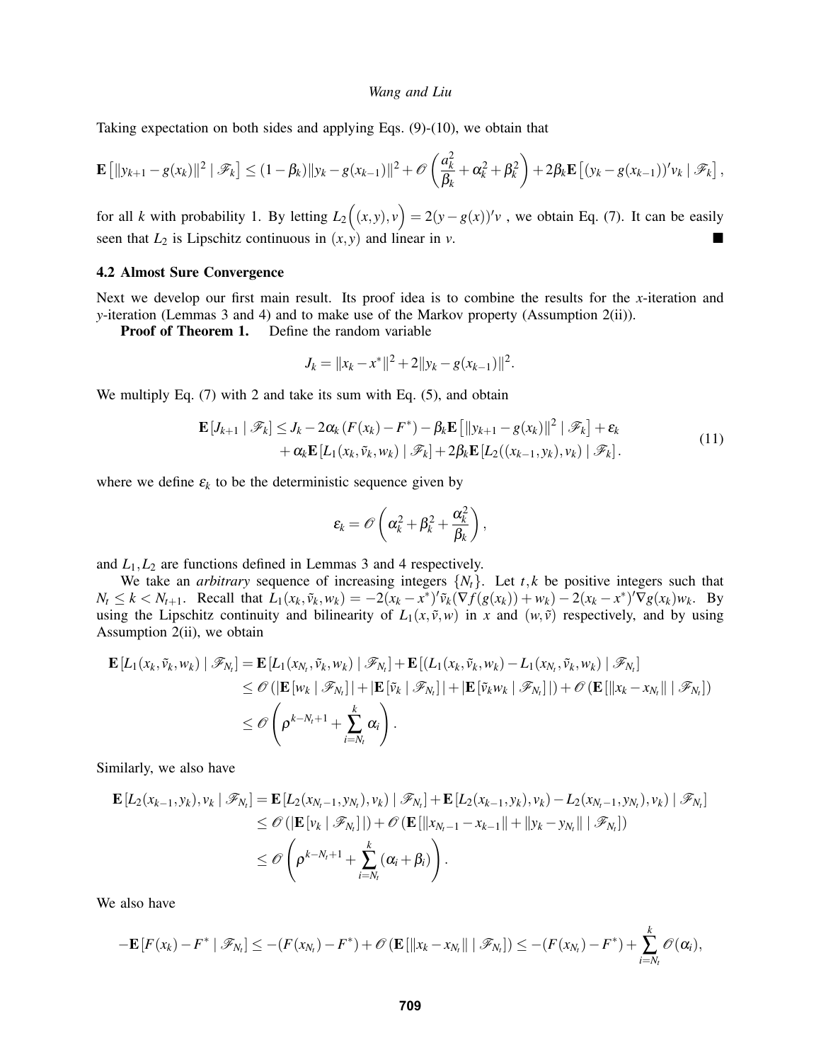Taking expectation on both sides and applying Eqs. (9)-(10), we obtain that

$$\mathbf{E}\left[\|y_{k+1}-g(x_k)\|^2 \mid \mathscr{F}_k\right] \leq (1-\beta_k)\|y_k - g(x_{k-1})\|^2 + \mathscr{O}\left(\frac{a_k^2}{\beta_k} + \alpha_k^2 + \beta_k^2\right) + 2\beta_k \mathbf{E}\left[(y_k - g(x_{k-1}))' v_k \mid \mathscr{F}_k\right],$$

for all $k$ with probability 1. By letting $L_2\Big((x,y),v\Big) = 2(y-g(x))'v$ , we obtain Eq. (7). It can be easily seen that $L_2$ is Lipschitz continuous in $(x,y)$ and linear in $v$. ■

### 4.2 Almost Sure Convergence

Next we develop our first main result. Its proof idea is to combine the results for the $x$-iteration and $y$-iteration (Lemmas 3 and 4) and to make use of the Markov property (Assumption 2(ii)).

**Proof of Theorem 1.** Define the random variable

$$J_k = \|x_k - x^*\|^2 + 2\|y_k - g(x_{k-1})\|^2.$$

We multiply Eq. (7) with 2 and take its sum with Eq. (5), and obtain

$$\begin{aligned} \mathbf{E}\left[J_{k+1} \mid \mathscr{F}_k\right] \leq J_k - 2\alpha_k\left(F(x_k) - F^*\right) - \beta_k \mathbf{E}\left[\|y_{k+1} - g(x_k)\|^2 \mid \mathscr{F}_k\right] + \varepsilon_k \\ + \alpha_k \mathbf{E}\left[L_1(x_k, \tilde{v}_k, w_k) \mid \mathscr{F}_k\right] + 2\beta_k \mathbf{E}\left[L_2((x_{k-1}, y_k), v_k) \mid \mathscr{F}_k\right]. \end{aligned} \tag{11}$$

where we define $\varepsilon_k$ to be the deterministic sequence given by

$$\varepsilon_k = \mathscr{O}\left(\alpha_k^2 + \beta_k^2 + \frac{\alpha_k^2}{\beta_k}\right),$$

and $L_1, L_2$ are functions defined in Lemmas 3 and 4 respectively.

We take an *arbitrary* sequence of increasing integers $\{N_t\}$. Let $t,k$ be positive integers such that $N_t \leq k < N_{t+1}$. Recall that $L_1(x_k, \tilde{v}_k, w_k) = -2(x_k - x^*)'\tilde{v}_k(\nabla f(g(x_k)) + w_k) - 2(x_k - x^*)'\nabla g(x_k) w_k$. By using the Lipschitz continuity and bilinearity of $L_1(x, \tilde{v}, w)$ in $x$ and $(w, \tilde{v})$ respectively, and by using Assumption 2(ii), we obtain

$$\begin{aligned} \mathbf{E}\left[L_1(x_k, \tilde{v}_k, w_k) \mid \mathscr{F}_{N_t}\right] &= \mathbf{E}\left[L_1(x_{N_t}, \tilde{v}_k, w_k) \mid \mathscr{F}_{N_t}\right] + \mathbf{E}\left[(L_1(x_k, \tilde{v}_k, w_k) - L_1(x_{N_t}, \tilde{v}_k, w_k) \mid \mathscr{F}_{N_t}\right] \\ &\leq \mathscr{O}\left(|\mathbf{E}\left[w_k \mid \mathscr{F}_{N_t}\right]| + |\mathbf{E}\left[\tilde{v}_k \mid \mathscr{F}_{N_t}\right]| + |\mathbf{E}\left[\tilde{v}_k w_k \mid \mathscr{F}_{N_t}\right]|\right) + \mathscr{O}\left(\mathbf{E}\left[\|x_k - x_{N_t}\| \mid \mathscr{F}_{N_t}\right]\right) \\ &\leq \mathscr{O}\left(\rho^{k-N_t+1} + \sum_{i=N_t}^{k} \alpha_i\right). \end{aligned}$$

Similarly, we also have

$$\begin{aligned} \mathbf{E}\left[L_2(x_{k-1}, y_k), v_k \mid \mathscr{F}_{N_t}\right] &= \mathbf{E}\left[L_2(x_{N_t-1}, y_{N_t}), v_k) \mid \mathscr{F}_{N_t}\right] + \mathbf{E}\left[L_2(x_{k-1}, y_k), v_k) - L_2(x_{N_t-1}, y_{N_t}), v_k) \mid \mathscr{F}_{N_t}\right] \\ &\leq \mathscr{O}\left(|\mathbf{E}\left[v_k \mid \mathscr{F}_{N_t}\right]|\right) + \mathscr{O}\left(\mathbf{E}\left[\|x_{N_t-1} - x_{k-1}\| + \|y_k - y_{N_t}\| \mid \mathscr{F}_{N_t}\right]\right) \\ &\leq \mathscr{O}\left(\rho^{k-N_t+1} + \sum_{i=N_t}^{k} (\alpha_i + \beta_i)\right). \end{aligned}$$

We also have

$$-\mathbf{E}\left[F(x_k) - F^* \mid \mathscr{F}_{N_t}\right] \leq -(F(x_{N_t}) - F^*) + \mathscr{O}\left(\mathbf{E}\left[\|x_k - x_{N_t}\| \mid \mathscr{F}_{N_t}\right]\right) \leq -(F(x_{N_t}) - F^*) + \sum_{i=N_t}^{k} \mathscr{O}(\alpha_i),$$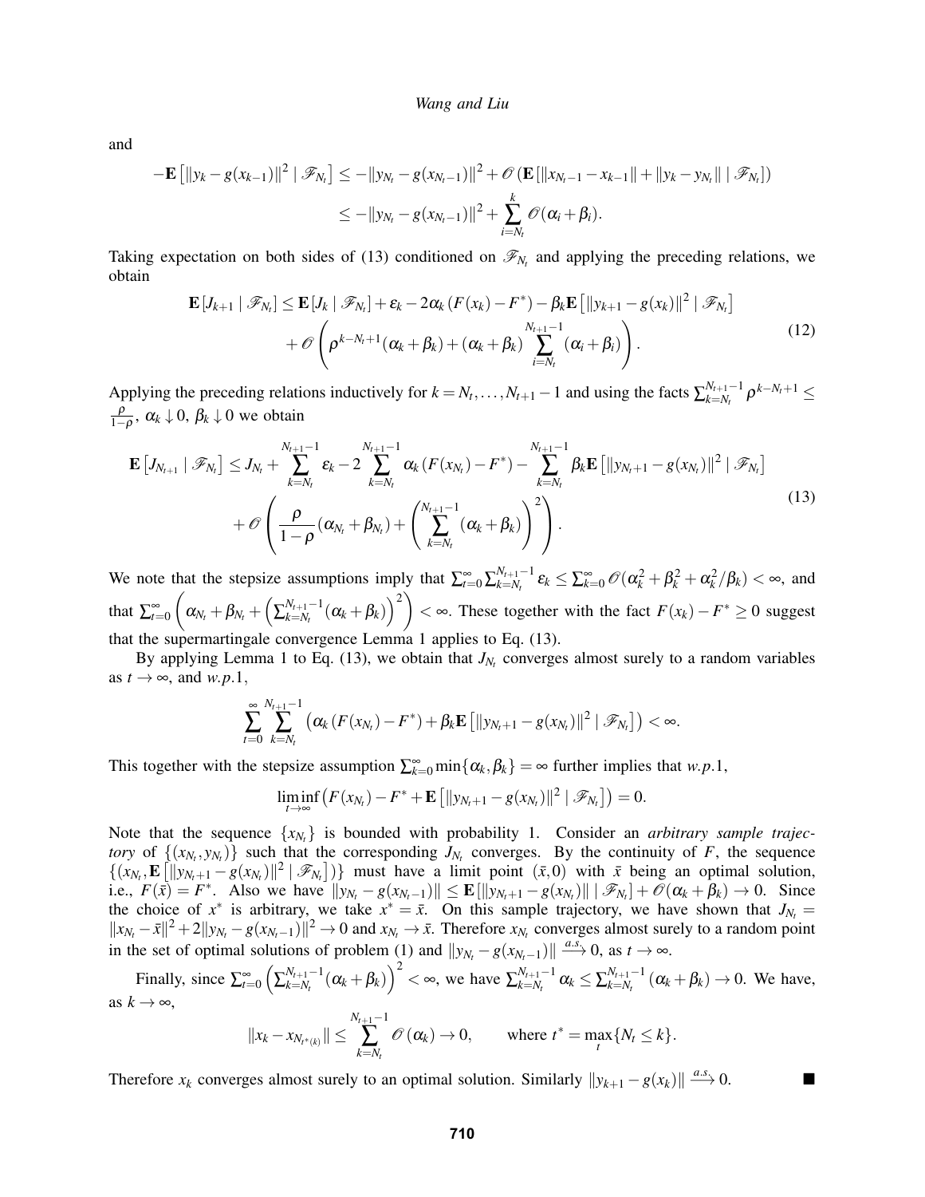and

$$
\begin{aligned}
-\mathbf{E}\left[\|y_k - g(x_{k-1})\|^2 \mid \mathscr{F}_{N_t}\right] &\leq -\|y_{N_t} - g(x_{N_t-1})\|^2 + \mathscr{O}\left(\mathbf{E}\left[\|x_{N_t-1} - x_{k-1}\| + \|y_k - y_{N_t}\| \mid \mathscr{F}_{N_t}\right]\right) \\
&\leq -\|y_{N_t} - g(x_{N_t-1})\|^2 + \sum_{i=N_t}^{k} \mathscr{O}(\alpha_i + \beta_i).
\end{aligned}
$$

Taking expectation on both sides of (13) conditioned on $\mathscr{F}_{N_t}$ and applying the preceding relations, we obtain

$$
\begin{aligned}
\mathbf{E}\left[J_{k+1} \mid \mathscr{F}_{N_t}\right] \leq\ & \mathbf{E}\left[J_k \mid \mathscr{F}_{N_t}\right] + \varepsilon_k - 2\alpha_k\left(F(x_k) - F^*\right) - \beta_k \mathbf{E}\left[\|y_{k+1} - g(x_k)\|^2 \mid \mathscr{F}_{N_t}\right] \\
& + \mathscr{O}\left(\rho^{k-N_t+1}(\alpha_k + \beta_k) + (\alpha_k + \beta_k)\sum_{i=N_t}^{N_{t+1}-1}(\alpha_i + \beta_i)\right).
\end{aligned}
\tag{12}
$$

Applying the preceding relations inductively for $k = N_t, \ldots, N_{t+1}-1$ and using the facts $\sum_{k=N_t}^{N_{t+1}-1} \rho^{k-N_t+1} \leq \frac{\rho}{1-\rho}$, $\alpha_k \downarrow 0$, $\beta_k \downarrow 0$ we obtain

$$
\begin{aligned}
\mathbf{E}\left[J_{N_{t+1}} \mid \mathscr{F}_{N_t}\right] \leq\ & J_{N_t} + \sum_{k=N_t}^{N_{t+1}-1} \varepsilon_k - 2\sum_{k=N_t}^{N_{t+1}-1} \alpha_k\left(F(x_{N_t}) - F^*\right) - \sum_{k=N_t}^{N_{t+1}-1} \beta_k \mathbf{E}\left[\|y_{N_t+1} - g(x_{N_t})\|^2 \mid \mathscr{F}_{N_t}\right] \\
& + \mathscr{O}\left(\frac{\rho}{1-\rho}(\alpha_{N_t} + \beta_{N_t}) + \left(\sum_{k=N_t}^{N_{t+1}-1}(\alpha_k + \beta_k)\right)^2\right).
\end{aligned}
\tag{13}
$$

We note that the stepsize assumptions imply that $\sum_{t=0}^{\infty}\sum_{k=N_t}^{N_{t+1}-1} \varepsilon_k \leq \sum_{k=0}^{\infty} \mathscr{O}(\alpha_k^2 + \beta_k^2 + \alpha_k^2/\beta_k) < \infty$, and that $\sum_{t=0}^{\infty}\left(\alpha_{N_t} + \beta_{N_t} + \left(\sum_{k=N_t}^{N_{t+1}-1}(\alpha_k + \beta_k)\right)^2\right) < \infty$. These together with the fact $F(x_k) - F^* \geq 0$ suggest that the supermartingale convergence Lemma 1 applies to Eq. (13).

By applying Lemma 1 to Eq. (13), we obtain that $J_{N_t}$ converges almost surely to a random variables as $t \to \infty$, and *w.p.*1,

$$
\sum_{t=0}^{\infty}\sum_{k=N_t}^{N_{t+1}-1}\left(\alpha_k\left(F(x_{N_t}) - F^*\right) + \beta_k \mathbf{E}\left[\|y_{N_t+1} - g(x_{N_t})\|^2 \mid \mathscr{F}_{N_t}\right]\right) < \infty.
$$

This together with the stepsize assumption $\sum_{k=0}^{\infty} \min\{\alpha_k, \beta_k\} = \infty$ further implies that *w.p.*1,

$$
\liminf_{t\to\infty}\left(F(x_{N_t}) - F^* + \mathbf{E}\left[\|y_{N_t+1} - g(x_{N_t})\|^2 \mid \mathscr{F}_{N_t}\right]\right) = 0.
$$

Note that the sequence $\{x_{N_t}\}$ is bounded with probability 1. Consider an *arbitrary sample trajectory* of $\{(x_{N_t}, y_{N_t})\}$ such that the corresponding $J_{N_t}$ converges. By the continuity of $F$, the sequence $\{(x_{N_t}, \mathbf{E}\left[\|y_{N_t+1} - g(x_{N_t})\|^2 \mid \mathscr{F}_{N_t}\right])\}$ must have a limit point $(\bar{x}, 0)$ with $\bar{x}$ being an optimal solution, i.e., $F(\bar{x}) = F^*$. Also we have $\|y_{N_t} - g(x_{N_t-1})\| \leq \mathbf{E}\left[\|y_{N_t+1} - g(x_{N_t})\| \mid \mathscr{F}_{N_t}\right] + \mathscr{O}(\alpha_k + \beta_k) \to 0$. Since the choice of $x^*$ is arbitrary, we take $x^* = \bar{x}$. On this sample trajectory, we have shown that $J_{N_t} = \|x_{N_t} - \bar{x}\|^2 + 2\|y_{N_t} - g(x_{N_t-1})\|^2 \to 0$ and $x_{N_t} \to \bar{x}$. Therefore $x_{N_t}$ converges almost surely to a random point in the set of optimal solutions of problem (1) and $\|y_{N_t} - g(x_{N_t-1})\| \xrightarrow{a.s.} 0$, as $t \to \infty$.

Finally, since $\sum_{t=0}^{\infty}\left(\sum_{k=N_t}^{N_{t+1}-1}(\alpha_k + \beta_k)\right)^2 < \infty$, we have $\sum_{k=N_t}^{N_{t+1}-1} \alpha_k \leq \sum_{k=N_t}^{N_{t+1}-1}(\alpha_k + \beta_k) \to 0$. We have, as $k \to \infty$,

$$
\|x_k - x_{N_{t^*(k)}}\| \leq \sum_{k=N_t}^{N_{t+1}-1} \mathscr{O}(\alpha_k) \to 0, \qquad \text{where } t^* = \max_t\{N_t \leq k\}.
$$

Therefore $x_k$ converges almost surely to an optimal solution. Similarly $\|y_{k+1} - g(x_k)\| \xrightarrow{a.s.} 0$. ■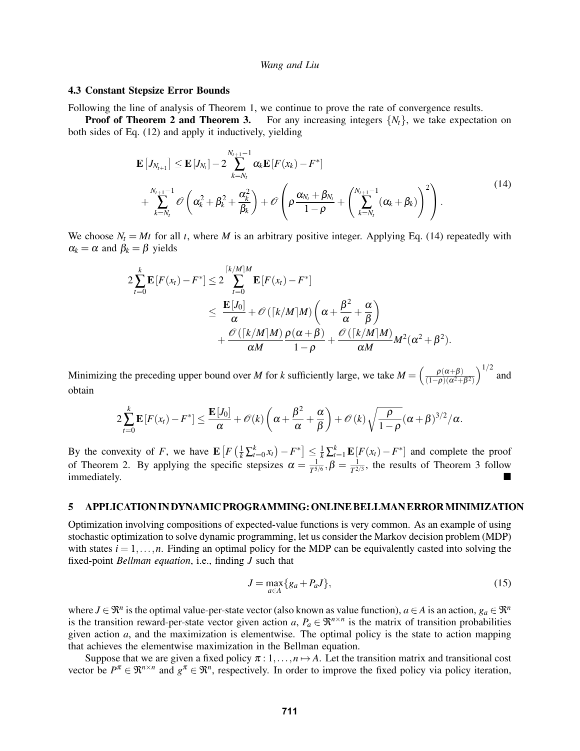### 4.3 Constant Stepsize Error Bounds

Following the line of analysis of Theorem 1, we continue to prove the rate of convergence results.

**Proof of Theorem 2 and Theorem 3.** For any increasing integers $\{N_t\}$, we take expectation on both sides of Eq. (12) and apply it inductively, yielding

$$
\begin{aligned}
\mathbf{E}\left[J_{N_{t+1}}\right] \leq \mathbf{E}\left[J_{N_t}\right] - 2\sum_{k=N_t}^{N_{t+1}-1} \alpha_k \mathbf{E}\left[F(x_k) - F^*\right] \\
+ \sum_{k=N_t}^{N_{t+1}-1} \mathscr{O}\left(\alpha_k^2 + \beta_k^2 + \frac{\alpha_k^2}{\beta_k}\right) + \mathscr{O}\left(\rho \frac{\alpha_{N_t} + \beta_{N_t}}{1-\rho} + \left(\sum_{k=N_t}^{N_{t+1}-1} (\alpha_k + \beta_k)\right)^2\right).
\end{aligned}
\tag{14}
$$

We choose $N_t = Mt$ for all $t$, where $M$ is an arbitrary positive integer. Applying Eq. (14) repeatedly with $\alpha_k = \alpha$ and $\beta_k = \beta$ yields

$$
\begin{aligned}
2\sum_{t=0}^{k} \mathbf{E}\left[F(x_t) - F^*\right] &\leq 2\sum_{t=0}^{\lceil k/M \rceil M} \mathbf{E}\left[F(x_t) - F^*\right] \\
&\leq \frac{\mathbf{E}[J_0]}{\alpha} + \mathscr{O}(\lceil k/M \rceil M)\left(\alpha + \frac{\beta^2}{\alpha} + \frac{\alpha}{\beta}\right) \\
&\quad + \frac{\mathscr{O}(\lceil k/M \rceil M)}{\alpha M} \frac{\rho(\alpha+\beta)}{1-\rho} + \frac{\mathscr{O}(\lceil k/M \rceil M)}{\alpha M} M^2(\alpha^2 + \beta^2).
\end{aligned}
$$

Minimizing the preceding upper bound over $M$ for $k$ sufficiently large, we take $M = \left(\frac{\rho(\alpha+\beta)}{(1-\rho)(\alpha^2+\beta^2)}\right)^{1/2}$ and obtain

$$
2\sum_{t=0}^{k} \mathbf{E}\left[F(x_t) - F^*\right] \leq \frac{\mathbf{E}[J_0]}{\alpha} + \mathscr{O}(k)\left(\alpha + \frac{\beta^2}{\alpha} + \frac{\alpha}{\beta}\right) + \mathscr{O}(k)\sqrt{\frac{\rho}{1-\rho}}(\alpha+\beta)^{3/2}/\alpha.
$$

By the convexity of $F$, we have $\mathbf{E}\left[F\left(\frac{1}{k}\sum_{t=0}^{k} x_t\right) - F^*\right] \leq \frac{1}{k}\sum_{t=1}^{k} \mathbf{E}\left[F(x_t) - F^*\right]$ and complete the proof of Theorem 2. By applying the specific stepsizes $\alpha = \frac{1}{T^{5/6}}, \beta = \frac{1}{T^{2/3}}$, the results of Theorem 3 follow immediately. ■

## 5 APPLICATION IN DYNAMIC PROGRAMMING: ONLINE BELLMAN ERROR MINIMIZATION

Optimization involving compositions of expected-value functions is very common. As an example of using stochastic optimization to solve dynamic programming, let us consider the Markov decision problem (MDP) with states $i = 1, \ldots, n$. Finding an optimal policy for the MDP can be equivalently casted into solving the fixed-point *Bellman equation*, i.e., finding $J$ such that

$$
J = \max_{a \in A}\{g_a + P_a J\},
\tag{15}
$$

where $J \in \Re^n$ is the optimal value-per-state vector (also known as value function), $a \in A$ is an action, $g_a \in \Re^n$ is the transition reward-per-state vector given action $a$, $P_a \in \Re^{n \times n}$ is the matrix of transition probabilities given action $a$, and the maximization is elementwise. The optimal policy is the state to action mapping that achieves the elementwise maximization in the Bellman equation.

Suppose that we are given a fixed policy $\pi : 1, \ldots, n \mapsto A$. Let the transition matrix and transitional cost vector be $P^\pi \in \Re^{n \times n}$ and $g^\pi \in \Re^n$, respectively. In order to improve the fixed policy via policy iteration,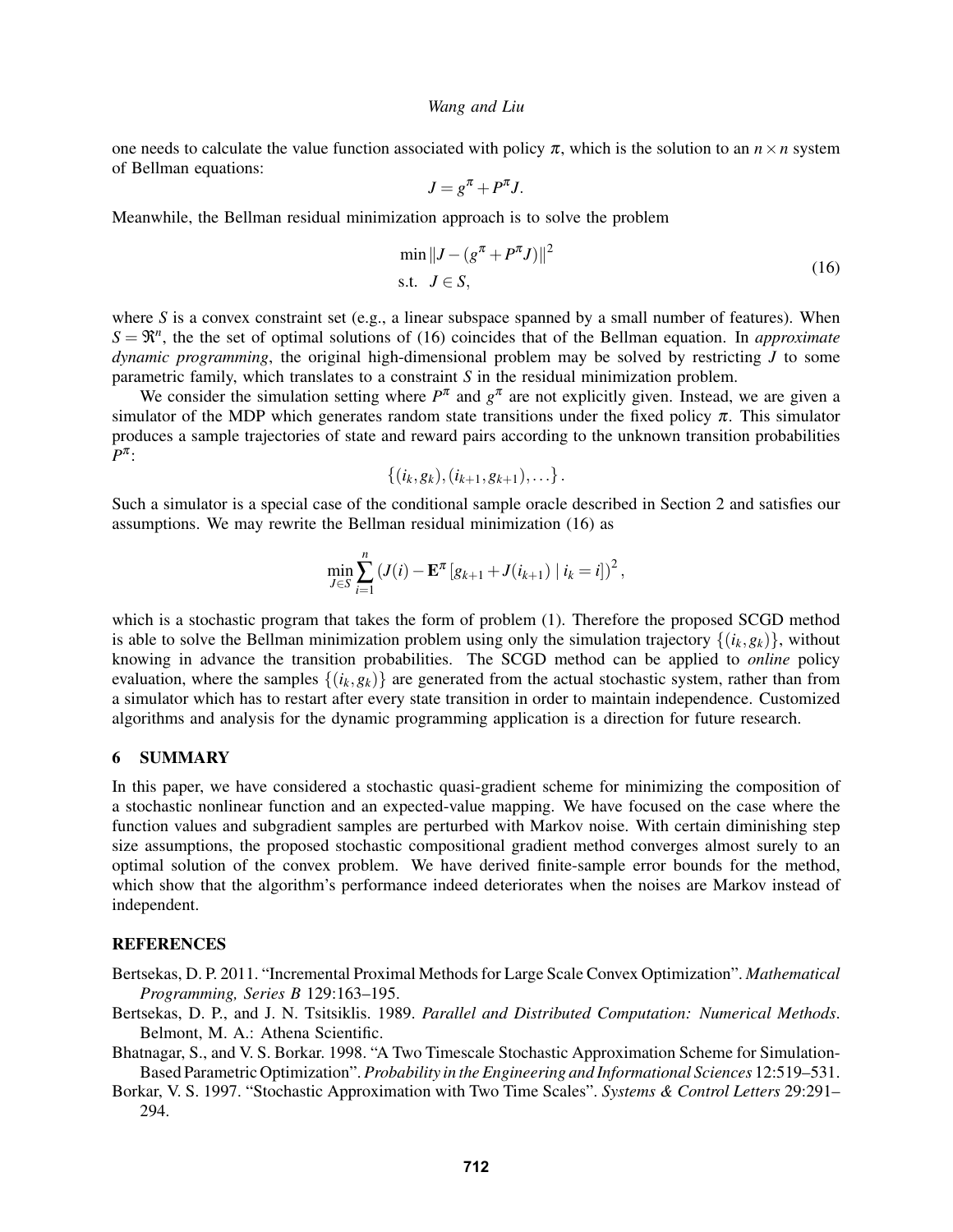one needs to calculate the value function associated with policy $\pi$, which is the solution to an $n \times n$ system of Bellman equations:

$$J = g^{\pi} + P^{\pi} J.$$

Meanwhile, the Bellman residual minimization approach is to solve the problem

$$\begin{aligned} &\min \|J - (g^{\pi} + P^{\pi} J)\|^2 \\ &\text{s.t.} \quad J \in S, \end{aligned} \tag{16}$$

where $S$ is a convex constraint set (e.g., a linear subspace spanned by a small number of features). When $S = \Re^n$, the the set of optimal solutions of (16) coincides that of the Bellman equation. In *approximate dynamic programming*, the original high-dimensional problem may be solved by restricting $J$ to some parametric family, which translates to a constraint $S$ in the residual minimization problem.

We consider the simulation setting where $P^{\pi}$ and $g^{\pi}$ are not explicitly given. Instead, we are given a simulator of the MDP which generates random state transitions under the fixed policy $\pi$. This simulator produces a sample trajectories of state and reward pairs according to the unknown transition probabilities $P^{\pi}$:

$$\{(i_k, g_k), (i_{k+1}, g_{k+1}), \ldots\}.$$

Such a simulator is a special case of the conditional sample oracle described in Section 2 and satisfies our assumptions. We may rewrite the Bellman residual minimization (16) as

$$\min_{J \in S} \sum_{i=1}^{n} \left(J(i) - \mathbf{E}^{\pi}\left[g_{k+1} + J(i_{k+1}) \mid i_k = i\right]\right)^2,$$

which is a stochastic program that takes the form of problem (1). Therefore the proposed SCGD method is able to solve the Bellman minimization problem using only the simulation trajectory $\{(i_k, g_k)\}$, without knowing in advance the transition probabilities. The SCGD method can be applied to *online* policy evaluation, where the samples $\{(i_k, g_k)\}$ are generated from the actual stochastic system, rather than from a simulator which has to restart after every state transition in order to maintain independence. Customized algorithms and analysis for the dynamic programming application is a direction for future research.

## 6 SUMMARY

In this paper, we have considered a stochastic quasi-gradient scheme for minimizing the composition of a stochastic nonlinear function and an expected-value mapping. We have focused on the case where the function values and subgradient samples are perturbed with Markov noise. With certain diminishing step size assumptions, the proposed stochastic compositional gradient method converges almost surely to an optimal solution of the convex problem. We have derived finite-sample error bounds for the method, which show that the algorithm's performance indeed deteriorates when the noises are Markov instead of independent.

## REFERENCES

Bertsekas, D. P. 2011. "Incremental Proximal Methods for Large Scale Convex Optimization". *Mathematical Programming, Series B* 129:163–195.

Bertsekas, D. P., and J. N. Tsitsiklis. 1989. *Parallel and Distributed Computation: Numerical Methods*. Belmont, M. A.: Athena Scientific.

Bhatnagar, S., and V. S. Borkar. 1998. "A Two Timescale Stochastic Approximation Scheme for Simulation-Based Parametric Optimization". *Probability in the Engineering and Informational Sciences* 12:519–531.

Borkar, V. S. 1997. "Stochastic Approximation with Two Time Scales". *Systems & Control Letters* 29:291–294.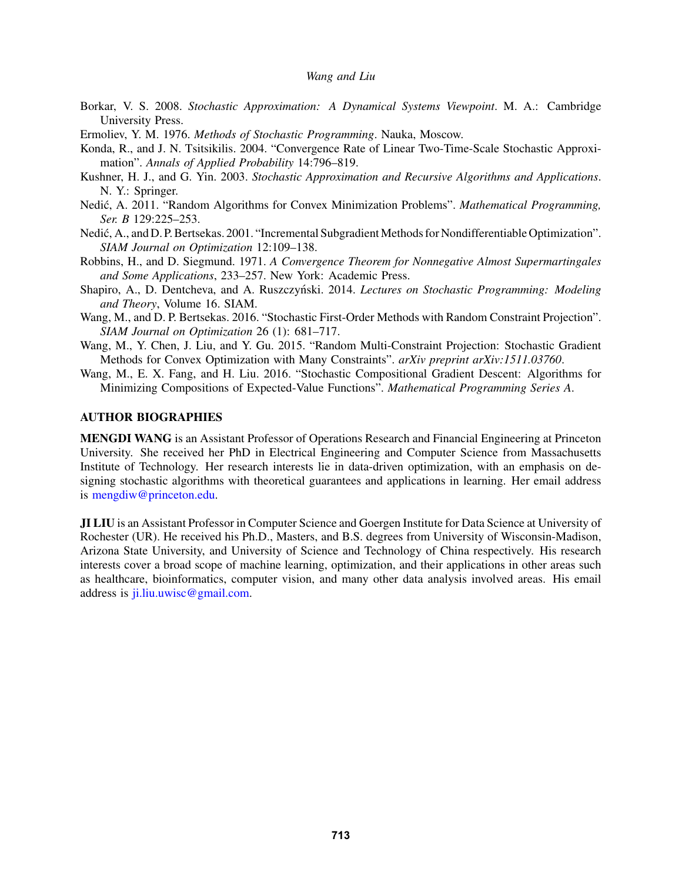Borkar, V. S. 2008. *Stochastic Approximation: A Dynamical Systems Viewpoint*. M. A.: Cambridge University Press.

Ermoliev, Y. M. 1976. *Methods of Stochastic Programming*. Nauka, Moscow.

Konda, R., and J. N. Tsitsikilis. 2004. "Convergence Rate of Linear Two-Time-Scale Stochastic Approximation". *Annals of Applied Probability* 14:796–819.

Kushner, H. J., and G. Yin. 2003. *Stochastic Approximation and Recursive Algorithms and Applications*. N. Y.: Springer.

Nedić, A. 2011. "Random Algorithms for Convex Minimization Problems". *Mathematical Programming, Ser. B* 129:225–253.

Nedić, A., and D. P. Bertsekas. 2001. "Incremental Subgradient Methods for Nondifferentiable Optimization". *SIAM Journal on Optimization* 12:109–138.

Robbins, H., and D. Siegmund. 1971. *A Convergence Theorem for Nonnegative Almost Supermartingales and Some Applications*, 233–257. New York: Academic Press.

Shapiro, A., D. Dentcheva, and A. Ruszczyński. 2014. *Lectures on Stochastic Programming: Modeling and Theory*, Volume 16. SIAM.

Wang, M., and D. P. Bertsekas. 2016. "Stochastic First-Order Methods with Random Constraint Projection". *SIAM Journal on Optimization* 26 (1): 681–717.

Wang, M., Y. Chen, J. Liu, and Y. Gu. 2015. "Random Multi-Constraint Projection: Stochastic Gradient Methods for Convex Optimization with Many Constraints". *arXiv preprint arXiv:1511.03760*.

Wang, M., E. X. Fang, and H. Liu. 2016. "Stochastic Compositional Gradient Descent: Algorithms for Minimizing Compositions of Expected-Value Functions". *Mathematical Programming Series A*.

## AUTHOR BIOGRAPHIES

**MENGDI WANG** is an Assistant Professor of Operations Research and Financial Engineering at Princeton University. She received her PhD in Electrical Engineering and Computer Science from Massachusetts Institute of Technology. Her research interests lie in data-driven optimization, with an emphasis on designing stochastic algorithms with theoretical guarantees and applications in learning. Her email address is mengdiw@princeton.edu.

**JI LIU** is an Assistant Professor in Computer Science and Goergen Institute for Data Science at University of Rochester (UR). He received his Ph.D., Masters, and B.S. degrees from University of Wisconsin-Madison, Arizona State University, and University of Science and Technology of China respectively. His research interests cover a broad scope of machine learning, optimization, and their applications in other areas such as healthcare, bioinformatics, computer vision, and many other data analysis involved areas. His email address is ji.liu.uwisc@gmail.com.